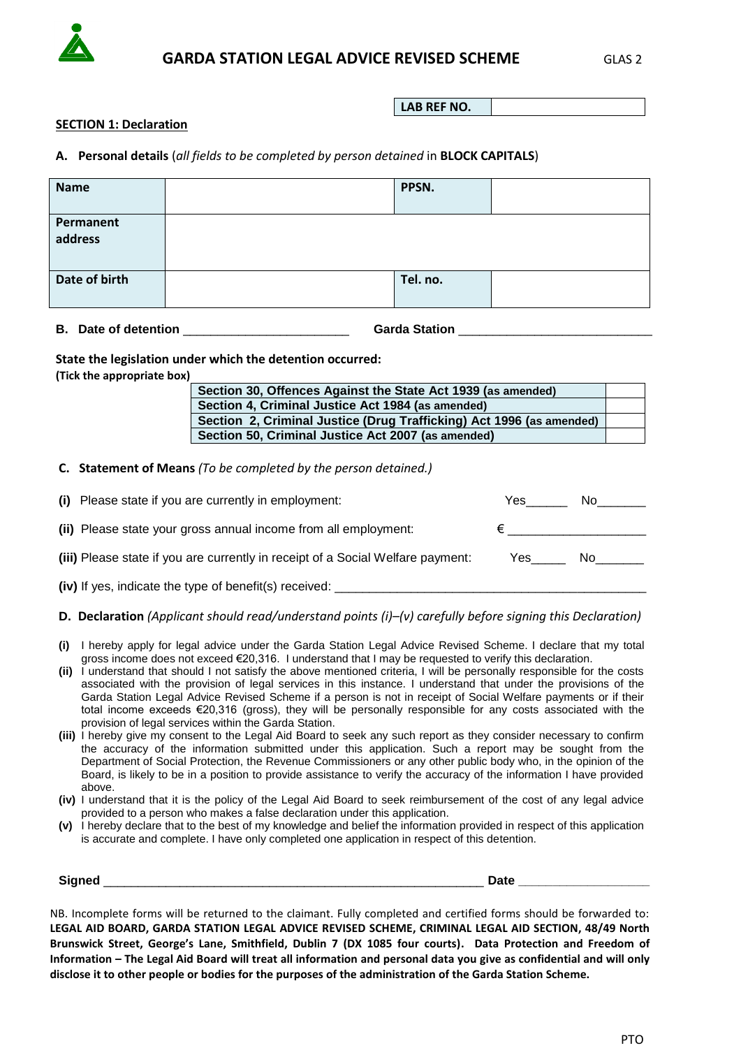# GARDA STATION LEGAL ADVICE REVISED SCHEME

GLAS 2

| LAB REF NO. | |
|---|---|

**SECTION 1: Declaration**

**A. Personal details** (*all fields to be completed by person detained* in **BLOCK CAPITALS**)

| Name | | PPSN. | |
|---|---|---|---|
| Permanent address | | | |
| Date of birth | | Tel. no. | |

**B. Date of detention** ________________________ **Garda Station** ____________________________

**State the legislation under which the detention occurred:**
**(Tick the appropriate box)**

| Legislation | |
|---|---|
| **Section 30, Offences Against the State Act 1939 (as amended)** | |
| **Section 4, Criminal Justice Act 1984 (as amended)** | |
| **Section 2, Criminal Justice (Drug Trafficking) Act 1996 (as amended)** | |
| **Section 50, Criminal Justice Act 2007 (as amended)** | |

**C. Statement of Means** *(To be completed by the person detained.)*

**(i)** Please state if you are currently in employment: Yes______ No_______

**(ii)** Please state your gross annual income from all employment: € ____________________

**(iii)** Please state if you are currently in receipt of a Social Welfare payment: Yes_____ No_______

**(iv)** If yes, indicate the type of benefit(s) received: ______________________________________________

**D. Declaration** *(Applicant should read/understand points (i)–(v) carefully before signing this Declaration)*

**(i)** I hereby apply for legal advice under the Garda Station Legal Advice Revised Scheme. I declare that my total gross income does not exceed €20,316. I understand that I may be requested to verify this declaration.

**(ii)** I understand that should I not satisfy the above mentioned criteria, I will be personally responsible for the costs associated with the provision of legal services in this instance. I understand that under the provisions of the Garda Station Legal Advice Revised Scheme if a person is not in receipt of Social Welfare payments or if their total income exceeds €20,316 (gross), they will be personally responsible for any costs associated with the provision of legal services within the Garda Station.

**(iii)** I hereby give my consent to the Legal Aid Board to seek any such report as they consider necessary to confirm the accuracy of the information submitted under this application. Such a report may be sought from the Department of Social Protection, the Revenue Commissioners or any other public body who, in the opinion of the Board, is likely to be in a position to provide assistance to verify the accuracy of the information I have provided above.

**(iv)** I understand that it is the policy of the Legal Aid Board to seek reimbursement of the cost of any legal advice provided to a person who makes a false declaration under this application.

**(v)** I hereby declare that to the best of my knowledge and belief the information provided in respect of this application is accurate and complete. I have only completed one application in respect of this detention.

**Signed** _________________________________________________________ **Date** ___________________

NB. Incomplete forms will be returned to the claimant. Fully completed and certified forms should be forwarded to: **LEGAL AID BOARD, GARDA STATION LEGAL ADVICE REVISED SCHEME, CRIMINAL LEGAL AID SECTION, 48/49 North Brunswick Street, George's Lane, Smithfield, Dublin 7 (DX 1085 four courts). Data Protection and Freedom of Information – The Legal Aid Board will treat all information and personal data you give as confidential and will only disclose it to other people or bodies for the purposes of the administration of the Garda Station Scheme.**

PTO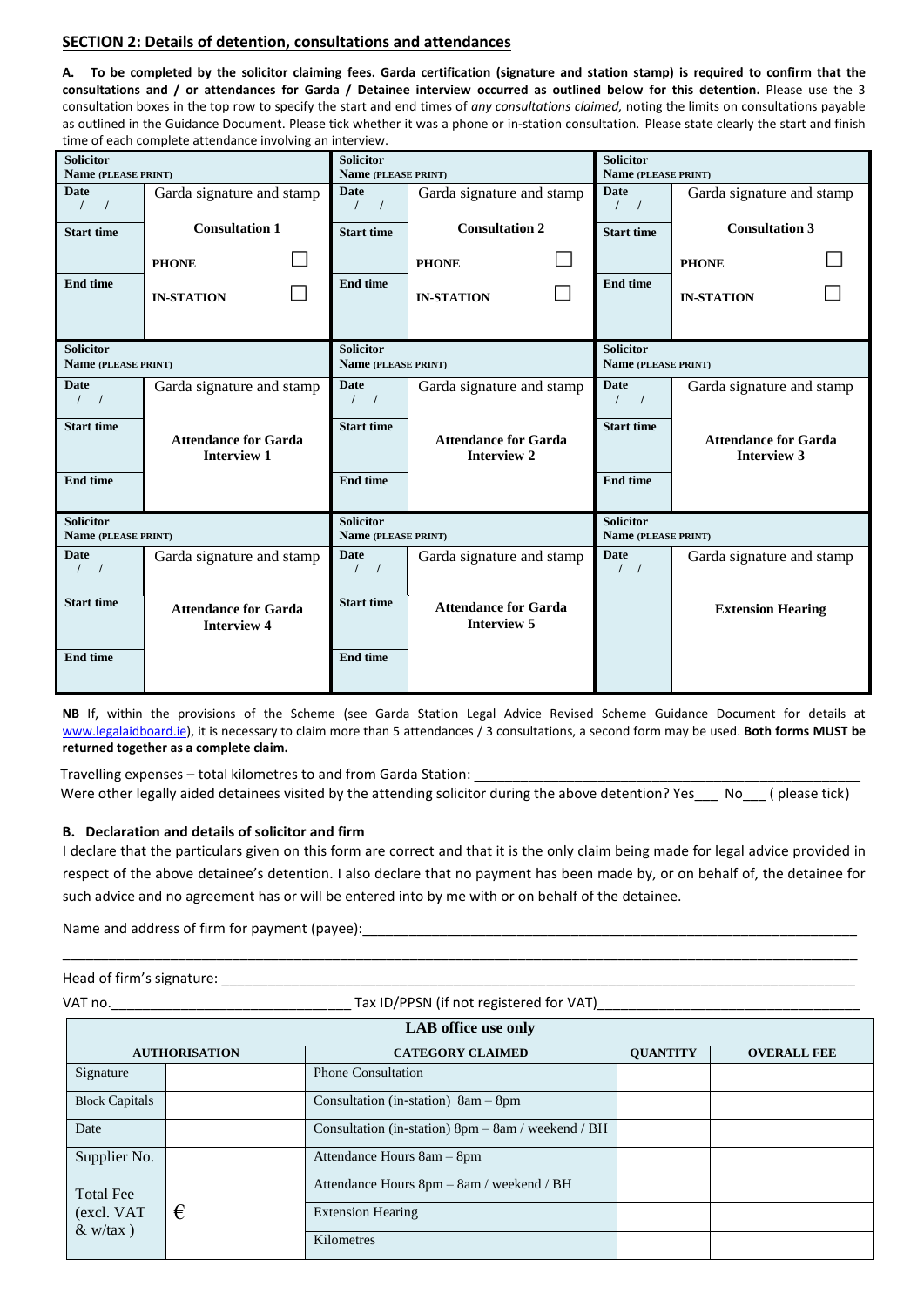## SECTION 2: Details of detention, consultations and attendances

**A. To be completed by the solicitor claiming fees. Garda certification (signature and station stamp) is required to confirm that the consultations and / or attendances for Garda / Detainee interview occurred as outlined below for this detention.** Please use the 3 consultation boxes in the top row to specify the start and end times of *any consultations claimed,* noting the limits on consultations payable as outlined in the Guidance Document. Please tick whether it was a phone or in-station consultation. Please state clearly the start and finish time of each complete attendance involving an interview.

| | | | | | |
|---|---|---|---|---|---|
| **Solicitor Name** (PLEASE PRINT) | | **Solicitor Name** (PLEASE PRINT) | | **Solicitor Name** (PLEASE PRINT) | |
| **Date** / / | Garda signature and stamp | **Date** / / | Garda signature and stamp | **Date** / / | Garda signature and stamp |
| **Start time** | **Consultation 1** **PHONE** ☐ | **Start time** | **Consultation 2** **PHONE** ☐ | **Start time** | **Consultation 3** **PHONE** ☐ |
| **End time** | **IN-STATION** ☐ | **End time** | **IN-STATION** ☐ | **End time** | **IN-STATION** ☐ |
| **Solicitor Name** (PLEASE PRINT) | | **Solicitor Name** (PLEASE PRINT) | | **Solicitor Name** (PLEASE PRINT) | |
| **Date** / / | Garda signature and stamp | **Date** / / | Garda signature and stamp | **Date** / / | Garda signature and stamp |
| **Start time** | **Attendance for Garda Interview 1** | **Start time** | **Attendance for Garda Interview 2** | **Start time** | **Attendance for Garda Interview 3** |
| **End time** | | **End time** | | **End time** | |
| **Solicitor Name** (PLEASE PRINT) | | **Solicitor Name** (PLEASE PRINT) | | **Solicitor Name** (PLEASE PRINT) | |
| **Date** / / | Garda signature and stamp | **Date** / / | Garda signature and stamp | **Date** / / | Garda signature and stamp |
| **Start time** | **Attendance for Garda Interview 4** | **Start time** | **Attendance for Garda Interview 5** | | **Extension Hearing** |
| **End time** | | **End time** | | | |

**NB** If, within the provisions of the Scheme (see Garda Station Legal Advice Revised Scheme Guidance Document for details at www.legalaidboard.ie), it is necessary to claim more than 5 attendances / 3 consultations, a second form may be used. **Both forms MUST be returned together as a complete claim.**

Travelling expenses – total kilometres to and from Garda Station: ____________________________________________

Were other legally aided detainees visited by the attending solicitor during the above detention? Yes___ No___ ( please tick)

### B. Declaration and details of solicitor and firm

I declare that the particulars given on this form are correct and that it is the only claim being made for legal advice provided in respect of the above detainee's detention. I also declare that no payment has been made by, or on behalf of, the detainee for such advice and no agreement has or will be entered into by me with or on behalf of the detainee.

Name and address of firm for payment (payee):____________________________________________________________

______________________________________________________________________________________________

Head of firm's signature: _________________________________________________________________________

VAT no.______________________________ Tax ID/PPSN (if not registered for VAT)_________________________________

| **LAB office use only** | | | | |
|---|---|---|---|---|
| **AUTHORISATION** | | **CATEGORY CLAIMED** | **QUANTITY** | **OVERALL FEE** |
| Signature | | Phone Consultation | | |
| Block Capitals | | Consultation (in-station) 8am – 8pm | | |
| Date | | Consultation (in-station) 8pm – 8am / weekend / BH | | |
| Supplier No. | | Attendance Hours 8am – 8pm | | |
| Total Fee (excl. VAT & w/tax ) | € | Attendance Hours 8pm – 8am / weekend / BH | | |
| | | Extension Hearing | | |
| | | Kilometres | | |